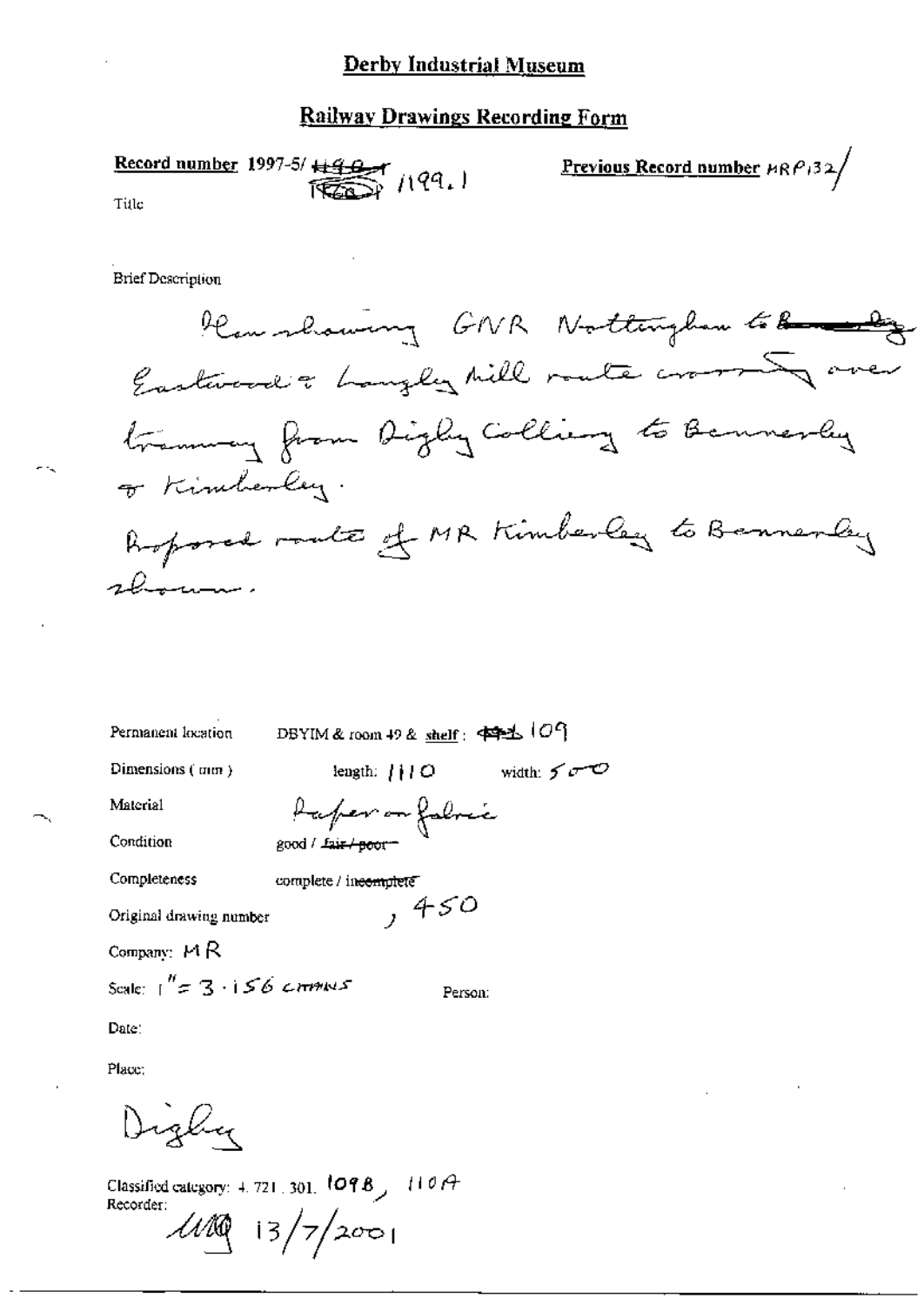# Derby Industrial Museum

## Railway Drawings Recording Form

**Record number** 1997-5/ ~~1190~~ 1199.1 **Previous Record number** MRP132/

Title

Brief Description

Plan showing GNR Nottingham to ~~Bennerley~~ Eastwood & Langley Mill route crossing over tramway from Digby Colliery to Bennerley & Kimberley.
Proposed route of MR Kimberley to Bennerley shown.

Permanent location: DBYIM & room 49 & **shelf**: ~~1~~ 109

Dimensions (mm): length: 1110 width: 500

Material: Paper on fabric

Condition: good / ~~fair / poor~~

Completeness: complete / ~~incomplete~~

Original drawing number: , 450

Company: MR

Scale: 1" = 3.156 chains

Person:

Date:

Place:

Digby

Classified category: 4. 721. 301. 109B, 110A

Recorder:

MQ 13/7/2001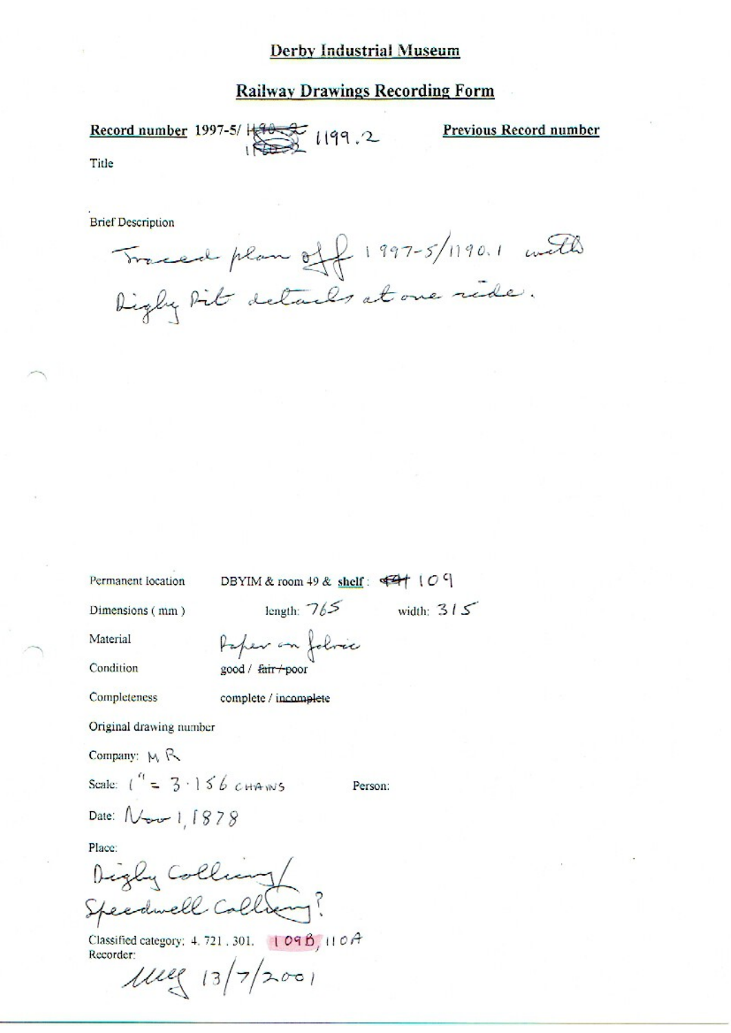## Derby Industrial Museum

## Railway Drawings Recording Form

**Record number** 1997-5/ ~~1190.2~~ ~~1190.2~~ 1199.2

**Previous Record number**

Title

Brief Description

Traced plan off 1997-5/1190.1 with Digby Pit details at one side.

Permanent location DBYIM & room 49 & **shelf**: ~~F4~~ 109

Dimensions ( mm ) length: 765 width: 315

Material Paper on fabric

Condition good / ~~fair / poor~~

Completeness complete / ~~incomplete~~

Original drawing number

Company: MR

Scale: 1" = 3·156 CHAINS Person:

Date: Nov 1, 1878

Place:

Digby Colliery/ Speedwell Colliery?

Classified category: 4. 721. 301. 109B, 110A

Recorder:

MEG 13/7/2001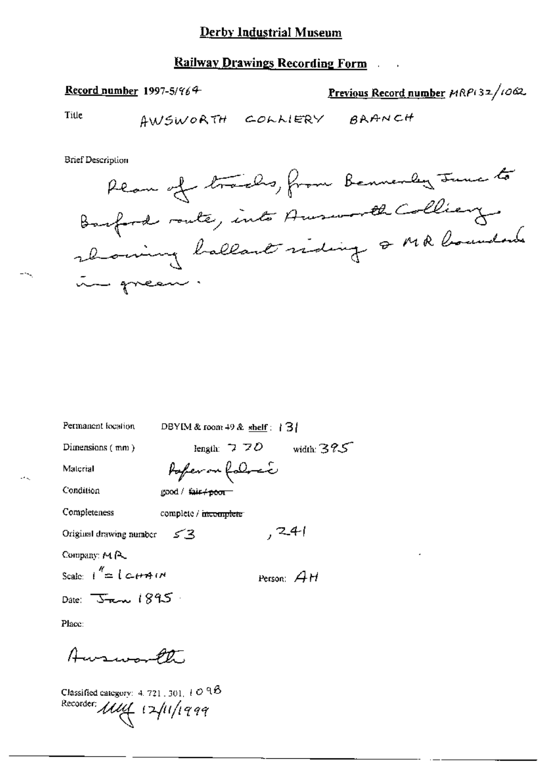## Derby Industrial Museum

## Railway Drawings Recording Form

**Record number** 1997-5/964

**Previous Record number** MRP132/1062

Title AWSWORTH COLLIERY BRANCH

Brief Description

Plan of tracks, from Bennerley Junc to Basford route, into Awsworth Colliery, showing ballast siding & MR boundaries in green.

Permanent location DBYIM & room 49 & shelf : 131

Dimensions ( mm ) length: 770 width: 395

Material Paper on fabric

Condition good / ~~fair / poor~~

Completeness complete / ~~incomplete~~

Original drawing number 53 , 241

Company: MR

Scale: 1" = 1 CHAIN

Person: AH

Date: Jan 1895

Place:

Awsworth

Classified category: 4. 721. 301. 1098

Recorder: MJ 12/11/1999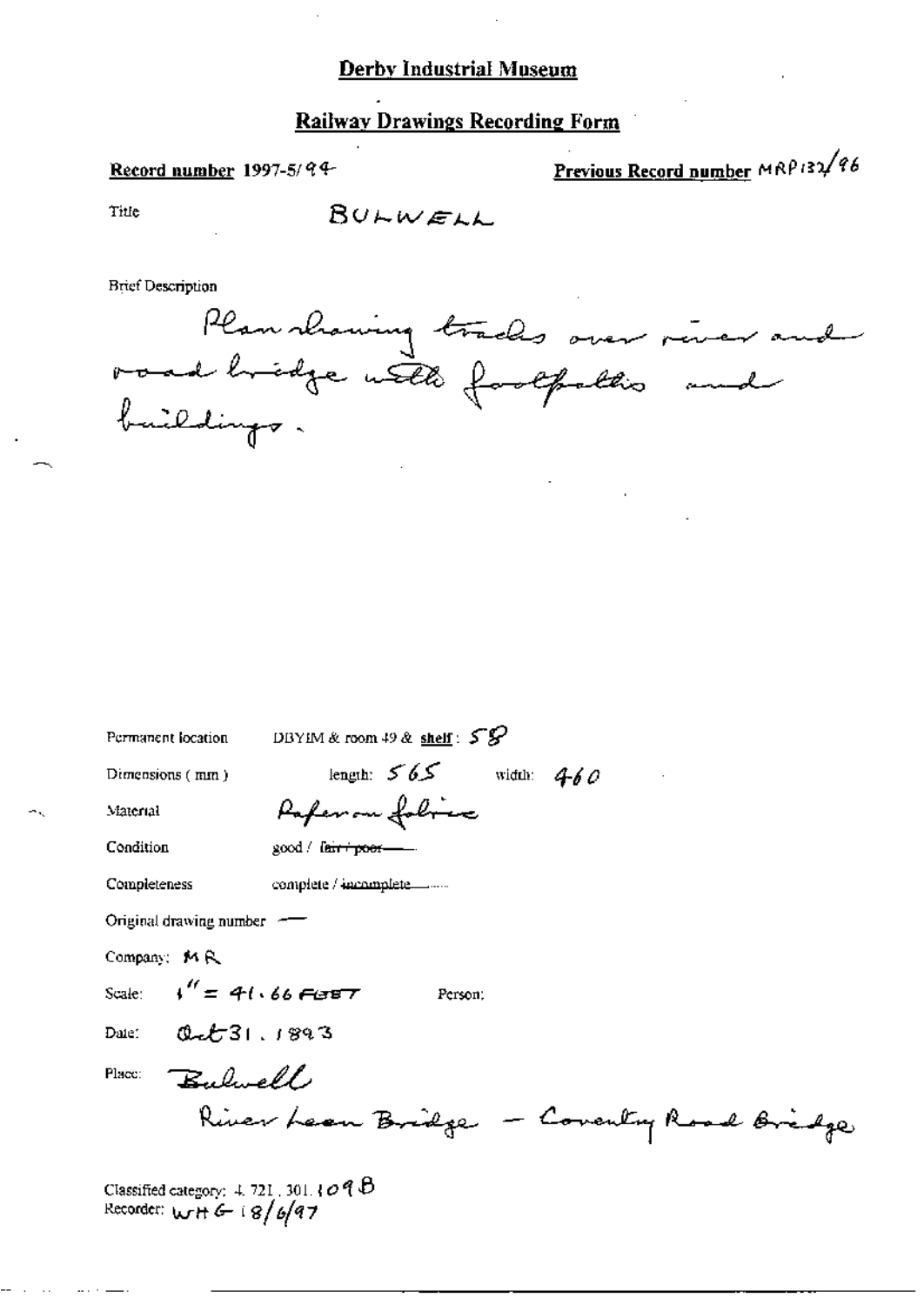# Derby Industrial Museum

## Railway Drawings Recording Form

**Record number** 1997-5/94 **Previous Record number** MRP132/96

Title BULWELL

Brief Description

Plan drawing tracks over river and road bridge with footpaths and buildings.

Permanent location DBYIM & room 49 & **shelf**: 58

Dimensions (mm) length: 565 width: 460

Material Paper on fabric

Condition good / ~~fair / poor~~

Completeness complete / ~~incomplete~~

Original drawing number —

Company: MR

Scale: 1" = 41.66 FEET Person:

Date: Oct 31. 1893

Place: Bulwell

River Leen Bridge – Coventry Road Bridge

Classified category: 4. 721. 301. 109 B

Recorder: WHG 18/6/97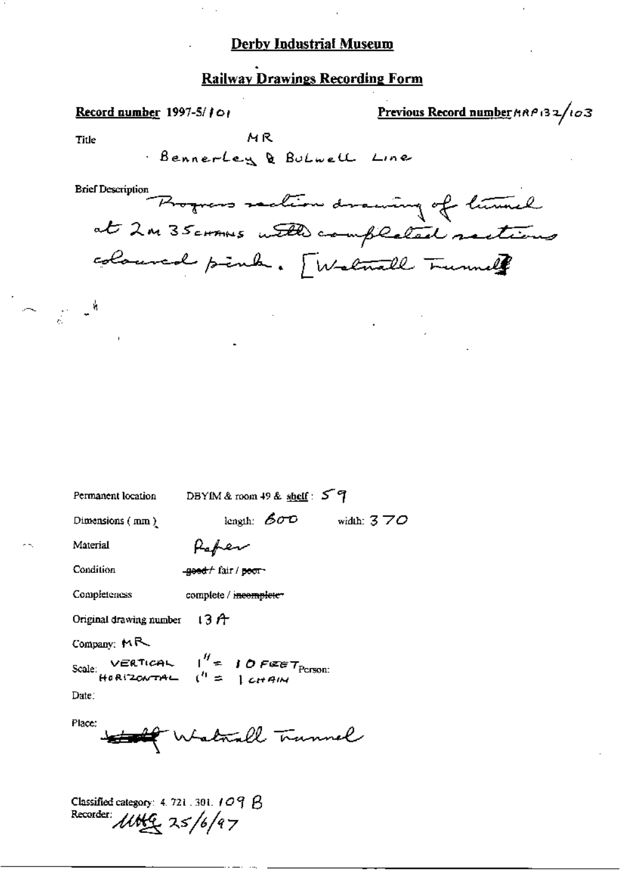# Derby Industrial Museum

## Railway Drawings Recording Form

**Record number** 1997-5/101

**Previous Record number** MRP132/103

Title

MR

Bennerley & Bulwell Line

Brief Description

Progress section drawing of tunnel at 2m 35chains with completed sections coloured pink. [Watnall Tunnel]

Permanent location DBYIM & room 49 & shelf: 59

Dimensions (mm) length: 600 width: 370

Material Paper

Condition ~~good~~ / fair / ~~poor~~

Completeness complete / ~~incomplete~~

Original drawing number 13A

Company: MR

Scale: VERTICAL 1" = 10 FEET; HORIZONTAL 1" = 1 CHAIN

Person:

Date:

Place: ~~[illegible]~~ Watnall Tunnel

Classified category: 4. 721. 301. 109 B

Recorder: [illegible] 25/6/97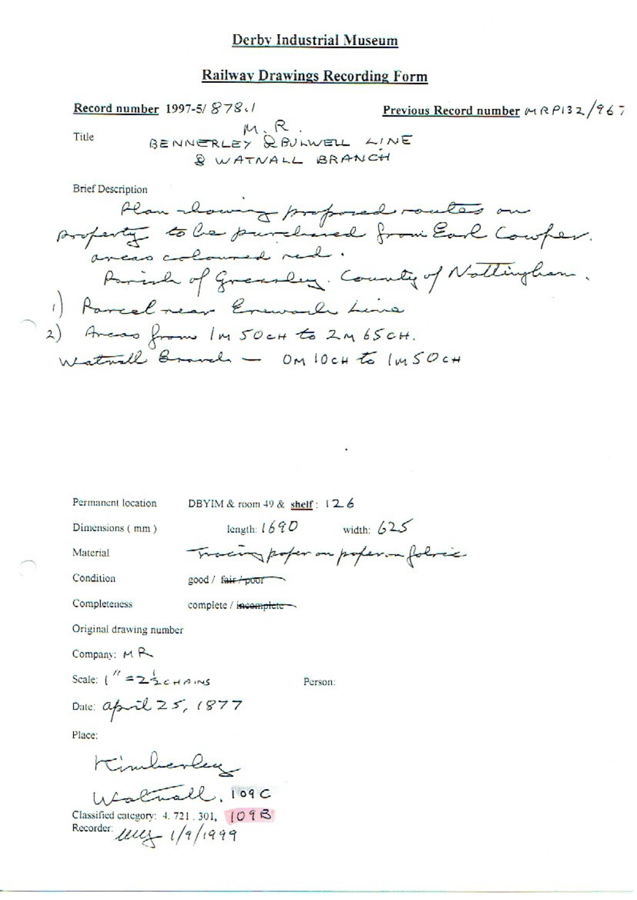# Derby Industrial Museum

## Railway Drawings Recording Form

**Record number** 1997-5/ 878.1 **Previous Record number** MRP132/967

Title M.R. BENNERLEY & BULWELL LINE & WATNALL BRANCH

Brief Description

Plan showing proposed routes on property to be purchased from Earl Cowper. areas coloured red.
Parish of Greasley. County of Nottingham.
1) Parcel near Erewash Line
2) Areas from 1M 50CH to 2M 65CH.
Watnall Branch — 0M 10CH to 1M 50CH

Permanent location DBYIM & room 49 & shelf: 126

Dimensions (mm) length: 1690 width: 625

Material Tracing paper on paper on fabric

Condition good / ~~fair / poor~~

Completeness complete / ~~incomplete~~

Original drawing number

Company: MR

Scale: 1" = 2½ CHAINS Person:

Date: April 25, 1877

Place:

Kimberley
Watnall. 109C

Classified category: 4. 721. 301, 109B

Recorder: UUJ 1/9/1999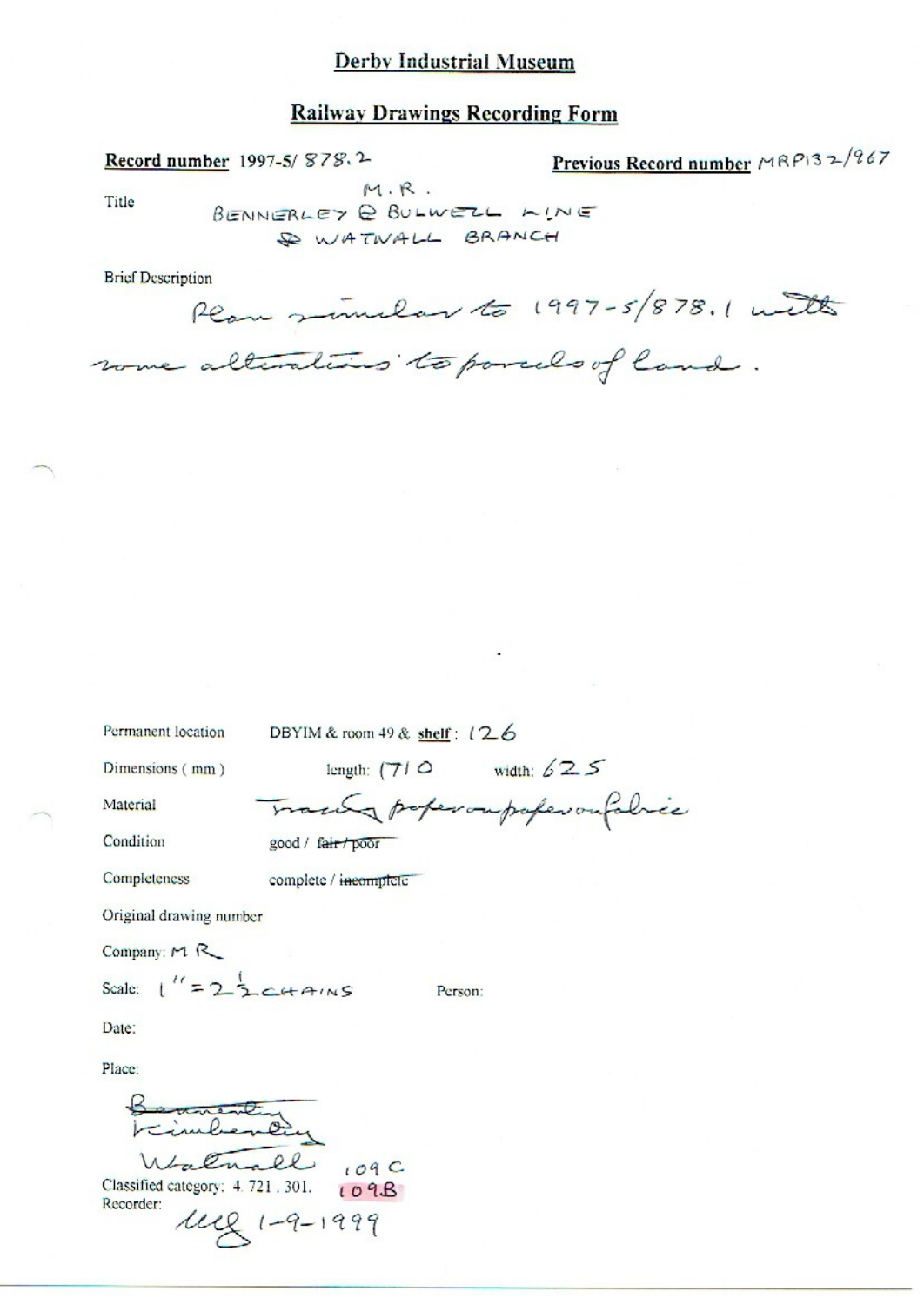# Derby Industrial Museum

## Railway Drawings Recording Form

**Record number** 1997-5/ 878.2 **Previous Record number** MRP132/967

Title M.R. BENNERLEY & BULWELL LINE & WATNALL BRANCH

Brief Description

Plan similar to 1997-5/878.1 with some alterations to parcels of land.

Permanent location DBYIM & room 49 & **shelf**: 126

Dimensions (mm) length: 1710 width: 625

Material Tracing paper on paper on fabric

Condition good / ~~fair / poor~~

Completeness complete / ~~incomplete~~

Original drawing number

Company: M R

Scale: 1" = 2½ CHAINS Person:

Date:

Place:

~~Bennerley~~
Kimberley
Watnall

Classified category: 4.721.301. 109C 109B

Recorder: MJ 1-9-1999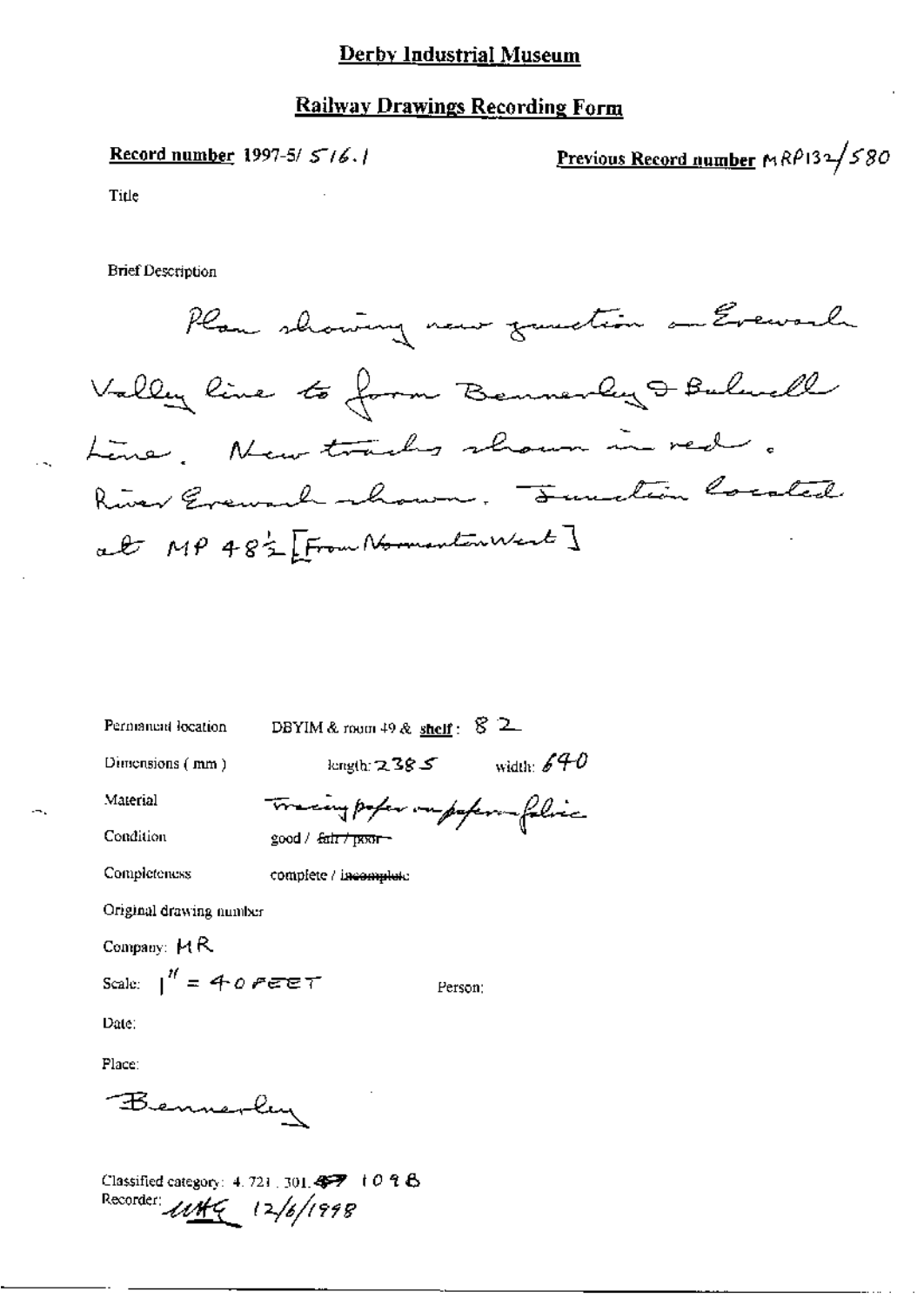# Derby Industrial Museum

## Railway Drawings Recording Form

**Record number** 1997-5/ 516.1

**Previous Record number** MRP132/580

Title

Brief Description

Plan showing new junction on Erewash Valley line to form Bennerley & Bulwell Line. New tracks shown in red. River Erewash shown. Junction located at MP 48½ [From Normanton West]

Permanent location: DBYIM & room 49 & **shelf**: 82

Dimensions (mm): length: 2385 width: 640

Material: Tracing paper on paper fabric

Condition: good / ~~fair / poor~~

Completeness: complete / ~~incomplete~~

Original drawing number

Company: MR

Scale: 1" = 40 FEET

Person:

Date:

Place:

Bennerley

Classified category: 4.721.301.~~497~~ 1098

Recorder: MKG 12/6/1998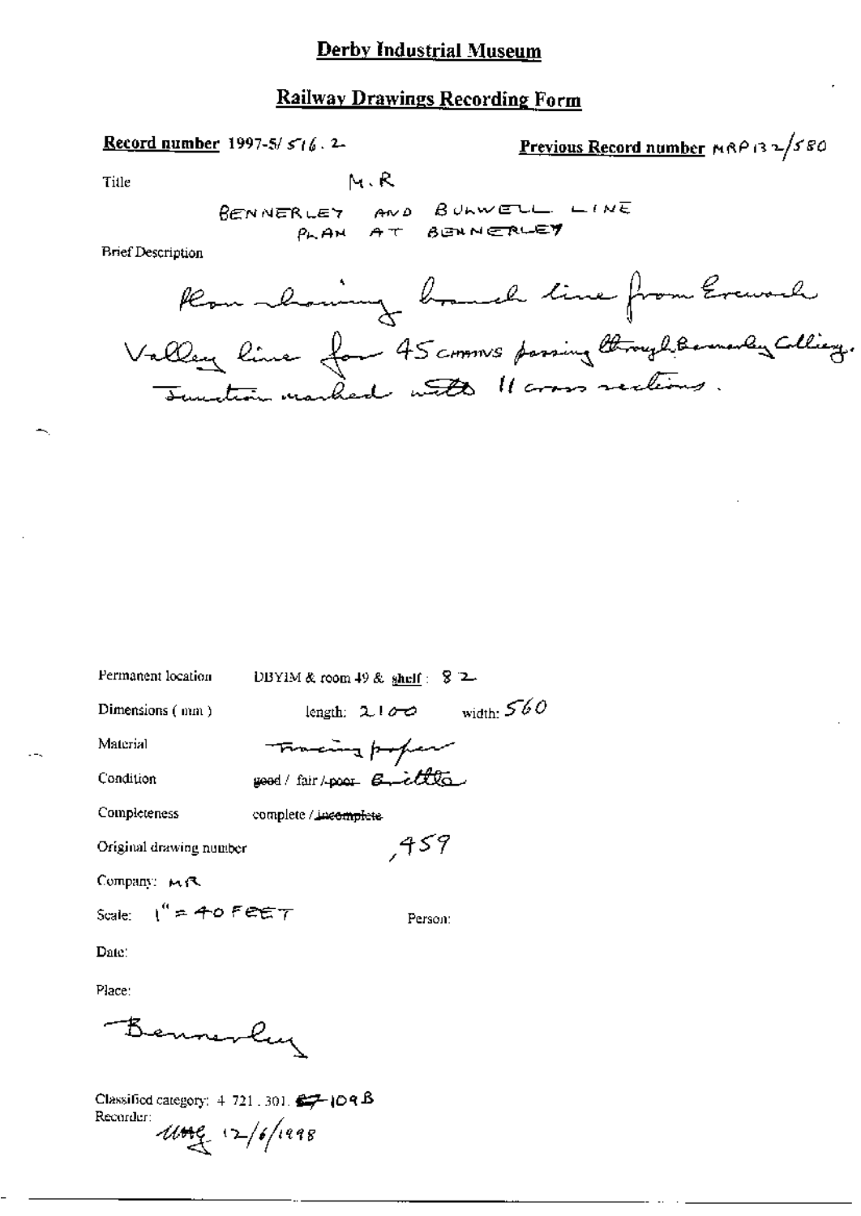# Derby Industrial Museum

## Railway Drawings Recording Form

**Record number** 1997-5/516.2

**Previous Record number** MRP132/580

Title: M.R

BENNERLEY AND BULWELL LINE
PLAN AT BENNERLEY

Brief Description:

Plan showing branch line from Erewash Valley line for 45 chains passing through Bennerley Colliery. Junction marked with 11 cross sections.

Permanent location: DBYIM & room 49 & shelf: 82

Dimensions (mm): length: 2100 width: 560

Material: Tracing paper

Condition: ~~good~~ / fair / ~~poor~~ Brittle

Completeness: complete / ~~incomplete~~

Original drawing number: ,459

Company: MR

Scale: 1" = 40 FEET

Person:

Date:

Place: Bennerley

Classified category: 4.721.301. ~~57~~ 109B

Recorder: UMG 12/6/1998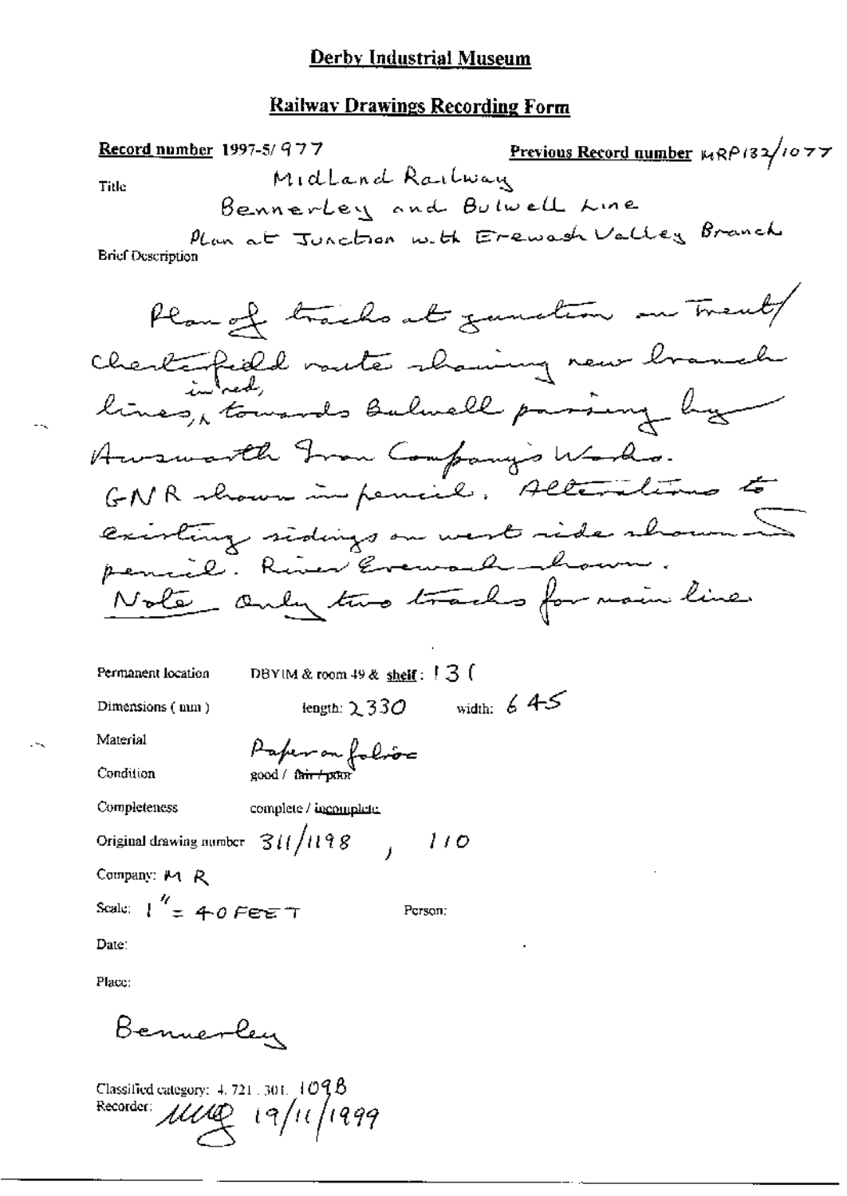# Derby Industrial Museum

## Railway Drawings Recording Form

**Record number** 1997-5/977

**Previous Record number** MRP132/1077

**Title**

Midland Railway
Bennerley and Bulwell Line
Plan at Junction with Erewash Valley Branch

**Brief Description**

Plan of tracks at junction on Trent/Chesterfield route showing new branch lines, in red, towards Bulwell passing by Awsworth Iron Company's Works. GNR shown in pencil. Alterations to existing sidings on west side shown in pencil. River Erewash shown.
Note only two tracks for main line

Permanent location: DBYIM & room 49 & **shelf**: 13 (

Dimensions (mm): length: 2330 width: 645

Material: Paper on folios

Condition: good / ~~fair / poor~~

Completeness: complete / incomplete

Original drawing number: 311/1198 , 110

Company: M R

Scale: 1" = 40 FEET

Person:

Date:

Place:

Bennerley

Classified category: 4. 721. 301. 109B

Recorder: MMQ 19/11/1999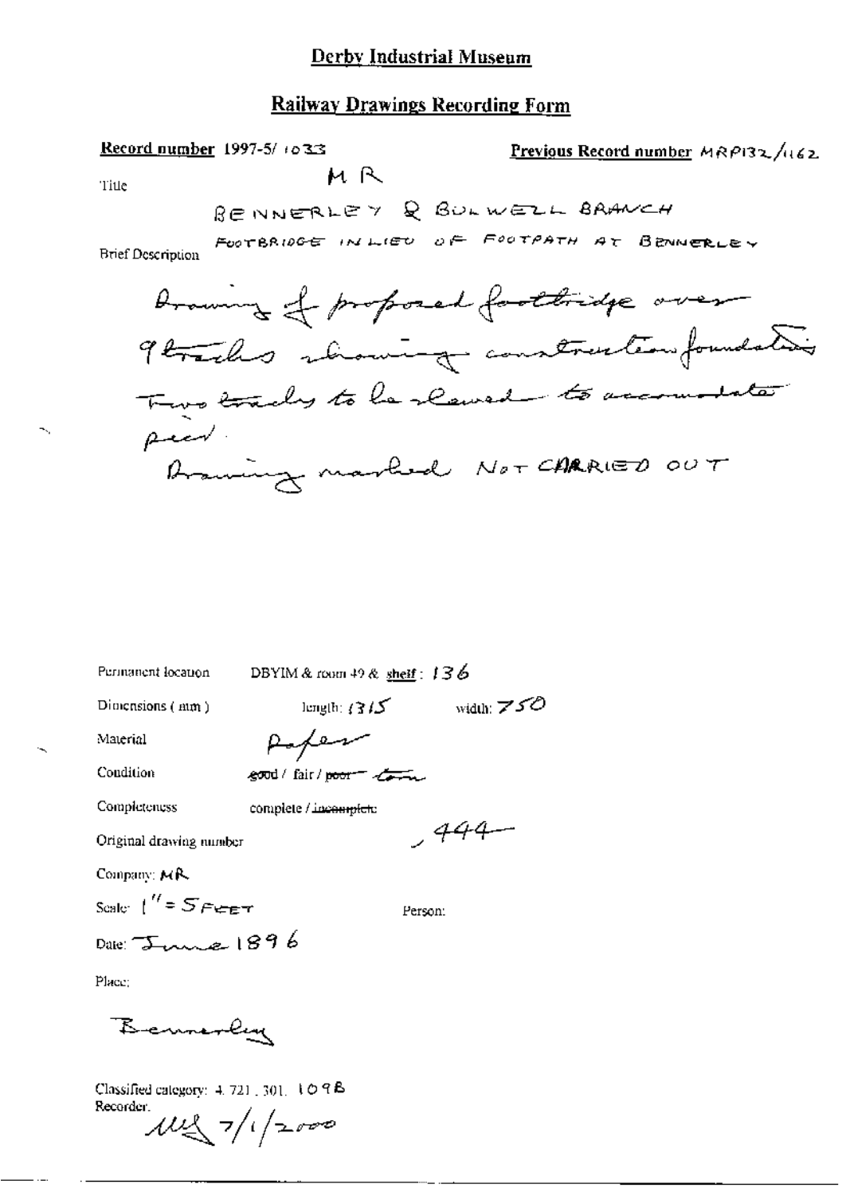# Derby Industrial Museum

## Railway Drawings Recording Form

**Record number** 1997-5/ 1033

**Previous Record number** MRP132/1162

Title

M R

BENNERLEY & BULWELL BRANCH

FOOTBRIDGE IN LIEU OF FOOTPATH AT BENNERLEY

Brief Description

Drawing of proposed footbridge over 9 tracks showing construction foundations. Two tracks to be slewed to accommodate pier.

Drawing marked NOT CARRIED OUT

Permanent location DBYIM & room 49 & shelf: 136

Dimensions (mm) length: 1315 width: 750

Material Paper

Condition ~~good~~ / fair / ~~poor~~ torn

Completeness complete / ~~incomplete~~

Original drawing number 444

Company: MR

Scale: 1" = 5 FEET

Person:

Date: June 1896

Place:

Bennerley

Classified category: 4. 721. 301. 109B

Recorder: MU 7/1/2000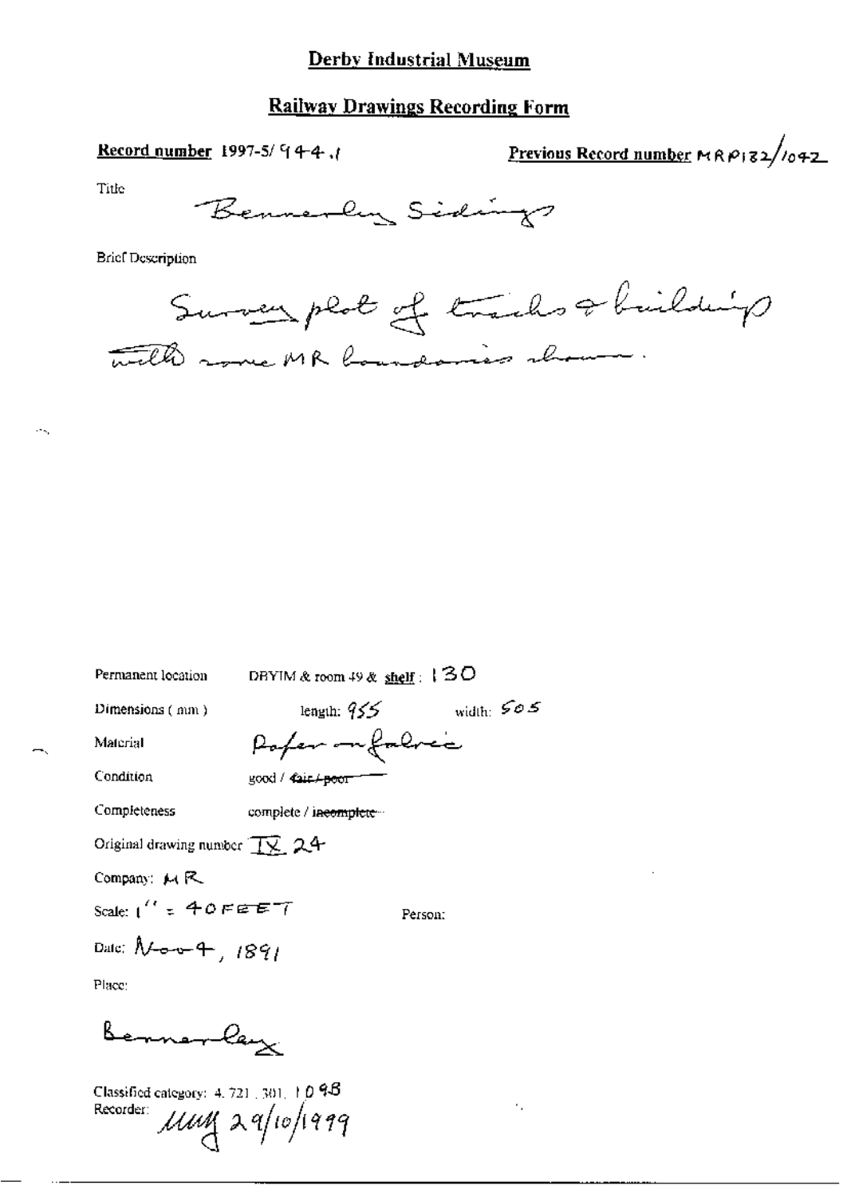# Derby Industrial Museum

## Railway Drawings Recording Form

**Record number** 1997-5/ 944.1

**Previous Record number** MRP132/1042

Title

Bennerley Sidings

Brief Description

Survey plot of tracks & buildings with some MR boundaries shown.

Permanent location DBYIM & room 49 & shelf: 130

Dimensions (mm) length: 955 width: 505

Material Paper on fabric

Condition good / ~~fair / poor~~

Completeness complete / ~~incomplete~~

Original drawing number IX 24

Company: MR

Scale: 1" = 40 FEET

Person:

Date: Nov 4, 1891

Place:

Bennerley

Classified category: 4. 721. 301. 10 98

Recorder: MM 29/10/1999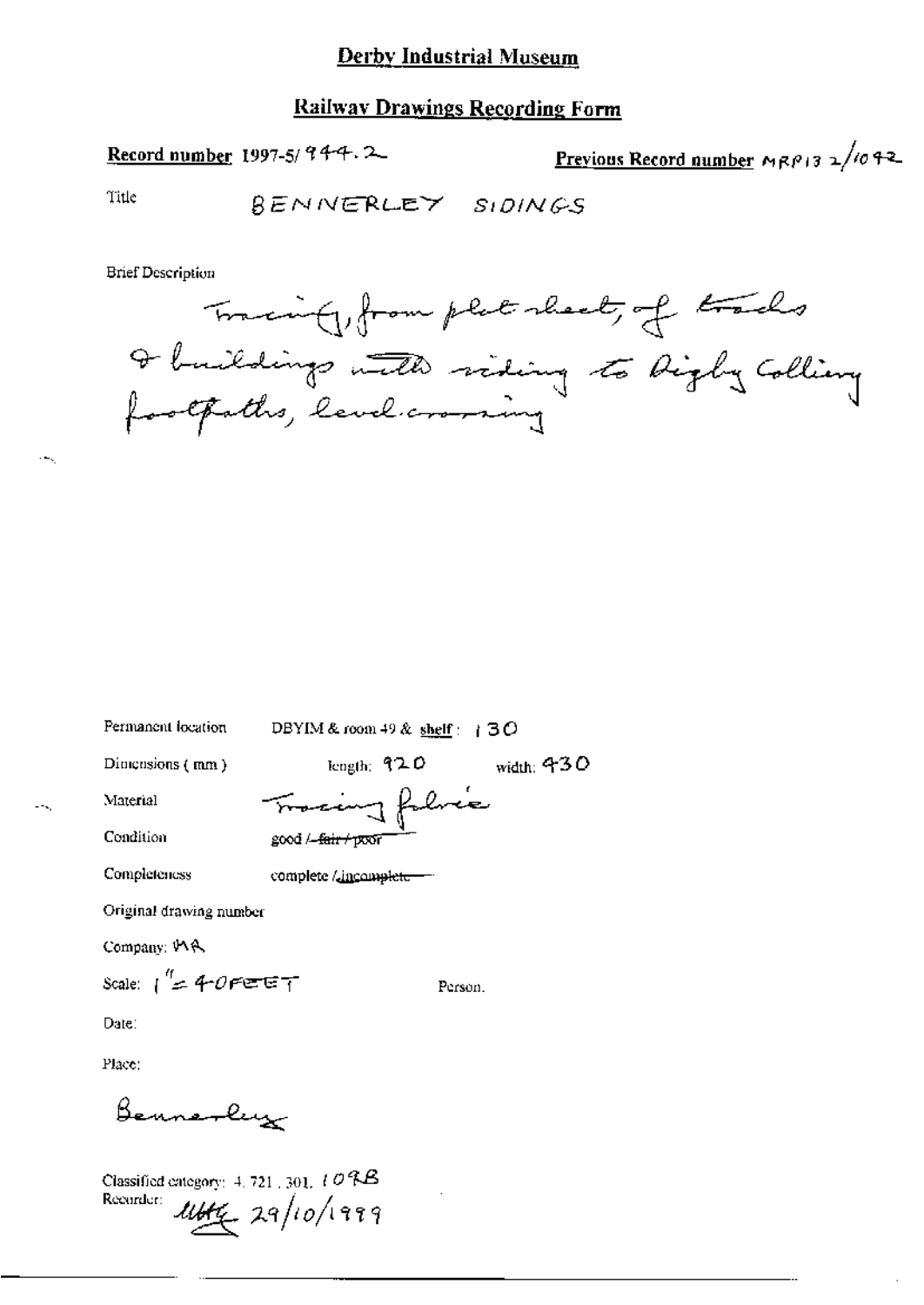# Derby Industrial Museum

## Railway Drawings Recording Form

**Record number** 1997-5/944.2

**Previous Record number** MRP132/1042

Title BENNERLEY SIDINGS

Brief Description

Tracing, from plot sheet, of tracks & buildings with siding to Digby Colliery footpaths, level crossing

Permanent location DBYIM & room 49 & shelf: 130

Dimensions (mm) length: 920 width: 430

Material Tracing fabric

Condition good / ~~fair / poor~~

Completeness complete / ~~incomplete~~

Original drawing number

Company: MR

Scale: 1" = 40 FEET

Person.

Date:

Place:

Bennerley

Classified category: 4.721.301.109B

Recorder: MHG 29/10/1999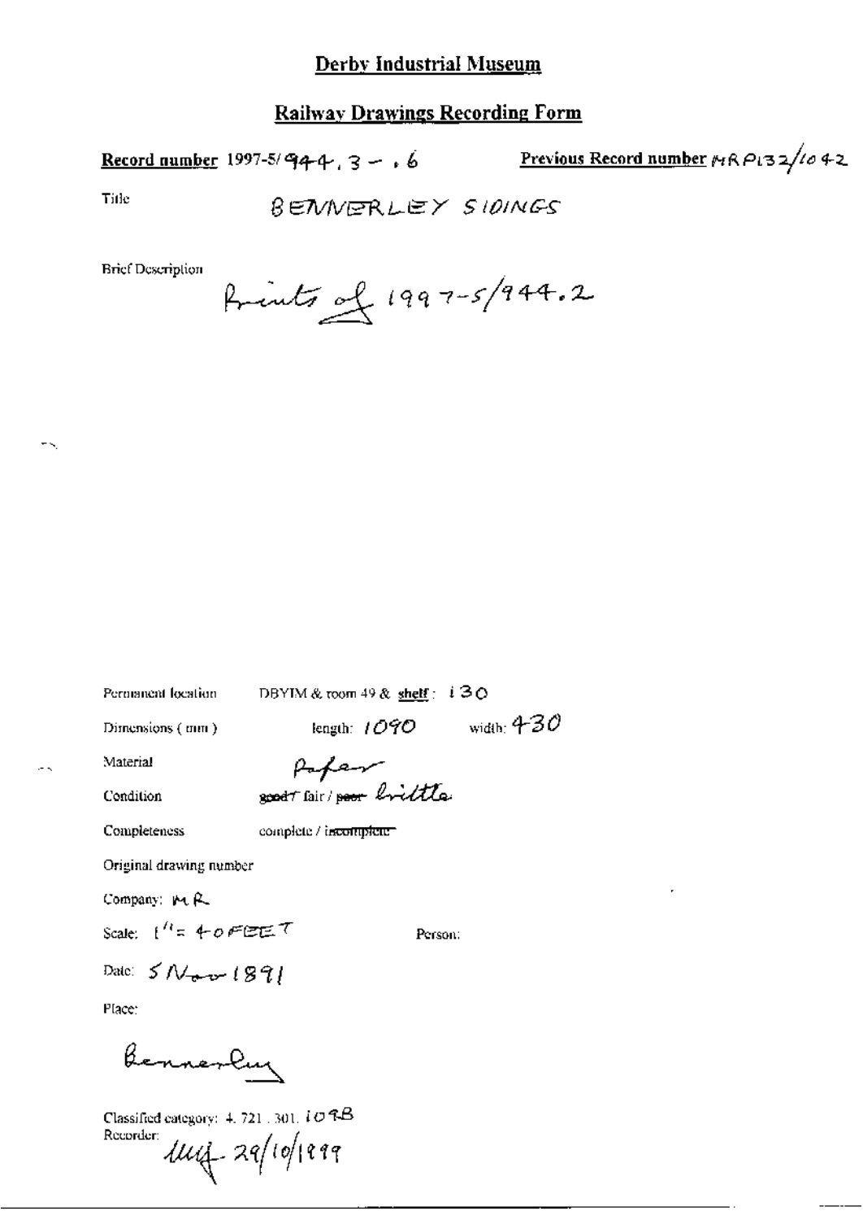# Derby Industrial Museum

## Railway Drawings Recording Form

**Record number** 1997-5/944.3 - .6 **Previous Record number** MRP132/1042

Title BENNERLEY SIDINGS

Brief Description Prints of 1997-5/944.2

Permanent location DBYIM & room 49 & **shelf**: 130

Dimensions (mm) length: 1090 width: 430

Material Paper

Condition ~~good~~ fair / ~~poor~~ brittle

Completeness complete / ~~incomplete~~

Original drawing number

Company: MR

Scale: 1" = 40 FEET Person:

Date: 5 Nov 1891

Place:

Bennerley

Classified category: 4. 721. 301. 109B

Recorder: lly 29/10/1999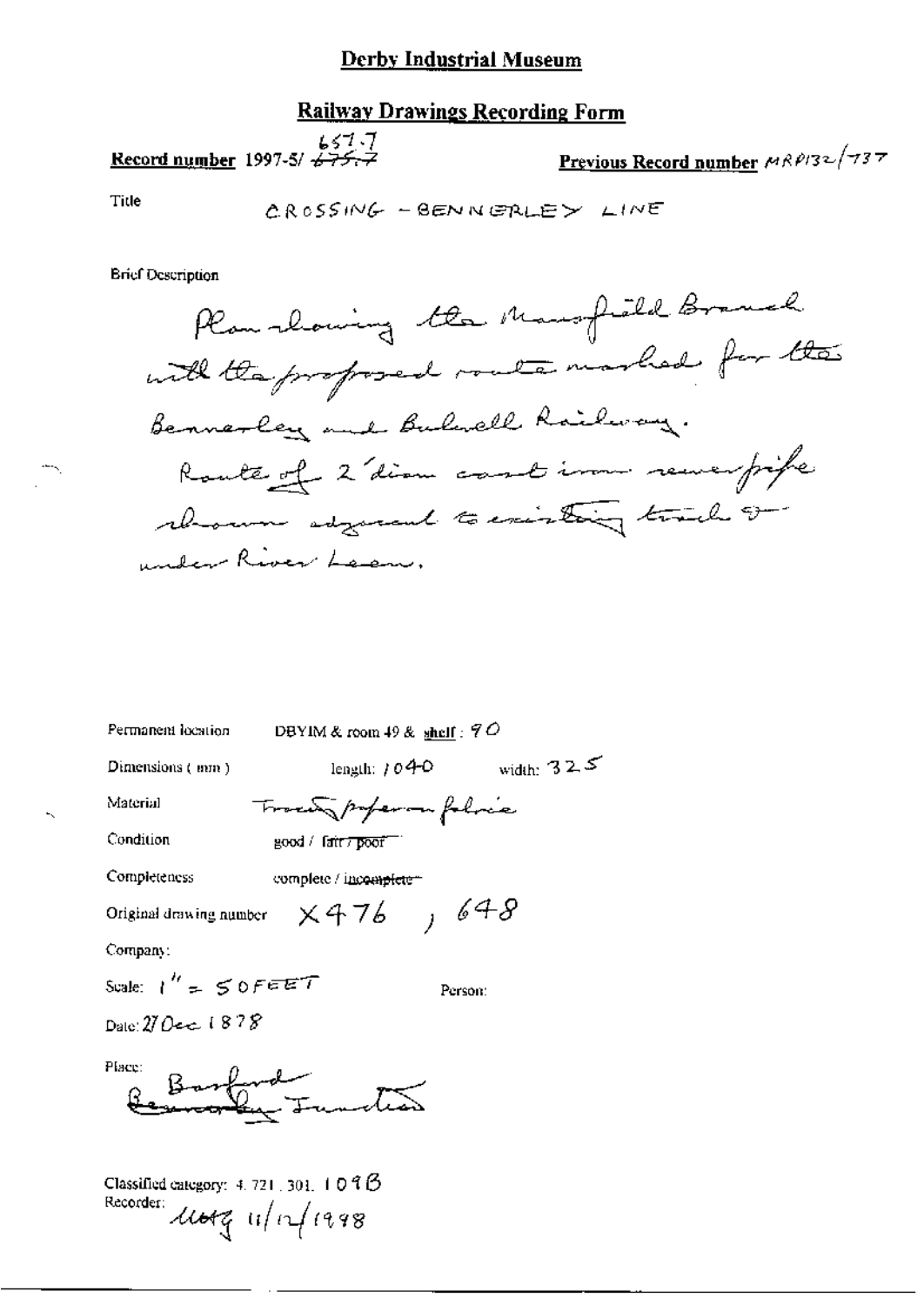# Derby Industrial Museum

## Railway Drawings Recording Form

**Record number** 1997-5/ ~~675.7~~ 657.7

**Previous Record number** MRP132/737

Title CROSSING - BENNERLEY LINE

Brief Description

Plan showing the Mansfield Branch with the proposed route marked for the Bennerley and Bulwell Railway. Route of 2' diam cast iron sewer pipe shown adjacent to existing track & under River Leen.

Permanent location DBYIM & room 49 & shelf: 90

Dimensions (mm) length: 1040 width: 325

Material Tracing paper on fabric

Condition good / ~~fair / poor~~

Completeness complete / ~~incomplete~~

Original drawing number X476, 648

Company:

Scale: 1" = 50 FEET

Person:

Date: 27 Dec 1878

Place: ~~Bennerley~~ Basford Junction

Classified category: 4.721.301.109B

Recorder: MOTG 11/12/1998